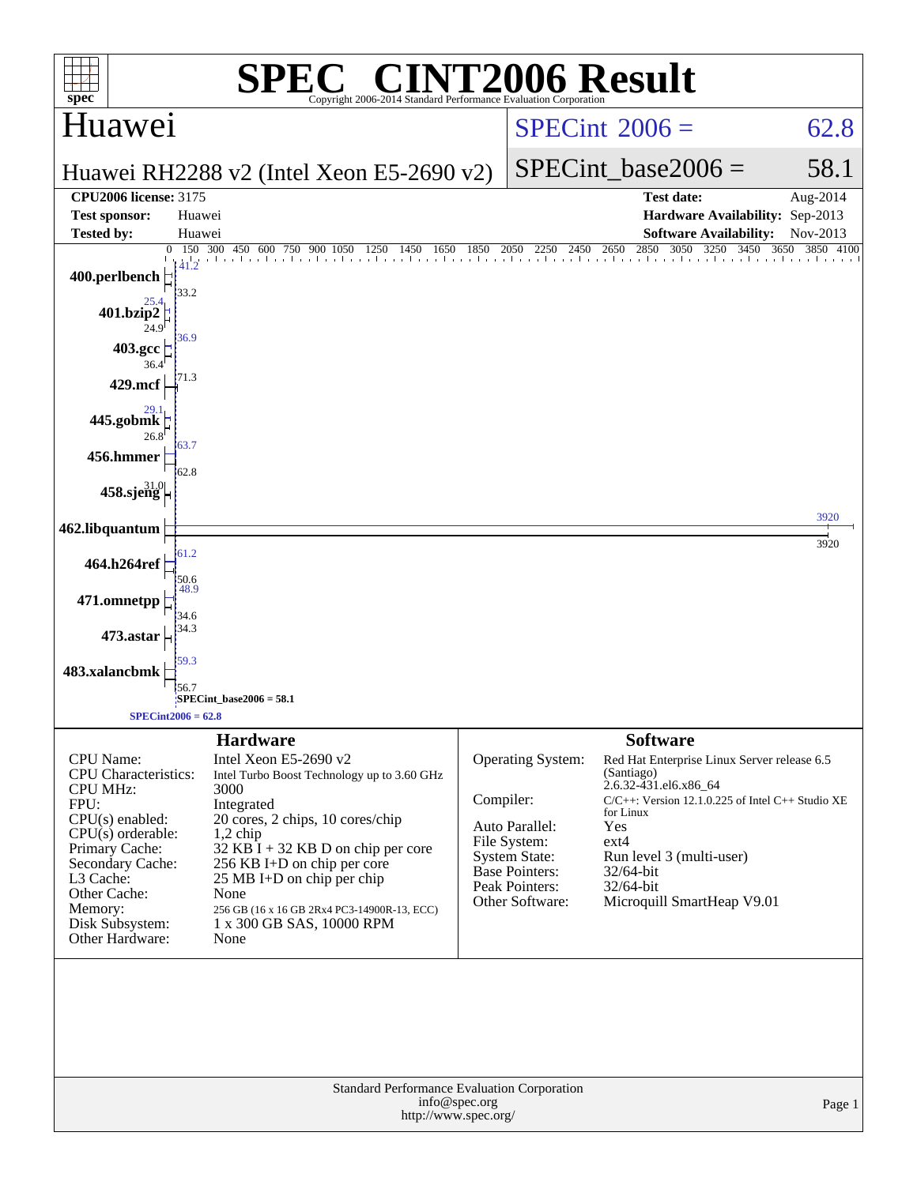# SPEC® CINT2006 Result

Copyright 2006-2014 Standard Performance Evaluation Corporation

## Huawei

**Huawei RH2288 v2 (Intel Xeon E5-2690 v2)**

SPECint 2006 = 62.8

SPECint_base2006 = 58.1

| | | | |
|---|---|---|---|
| **CPU2006 license:** | 3175 | **Test date:** | Aug-2014 |
| **Test sponsor:** | Huawei | **Hardware Availability:** | Sep-2013 |
| **Tested by:** | Huawei | **Software Availability:** | Nov-2013 |

| Benchmark | Peak | Base |
|---|---|---|
| 400.perlbench | 41.2 | 33.2 |
| 401.bzip2 | 25.4 | 24.9 |
| 403.gcc | 36.9 | 36.4 |
| 429.mcf | 71.3 | |
| 445.gobmk | 29.1 | 26.8 |
| 456.hmmer | 63.7 | 62.8 |
| 458.sjeng | 31.0 | |
| 462.libquantum | 3920 | 3920 |
| 464.h264ref | 61.2 | 50.6 |
| 471.omnetpp | 48.9 | 34.6 |
| 473.astar | 34.3 | |
| 483.xalancbmk | 59.3 | 56.7 |

SPECint_base2006 = 58.1

SPECint2006 = 62.8

### Hardware

| | |
|---|---|
| CPU Name: | Intel Xeon E5-2690 v2 |
| CPU Characteristics: | Intel Turbo Boost Technology up to 3.60 GHz |
| CPU MHz: | 3000 |
| FPU: | Integrated |
| CPU(s) enabled: | 20 cores, 2 chips, 10 cores/chip |
| CPU(s) orderable: | 1,2 chip |
| Primary Cache: | 32 KB I + 32 KB D on chip per core |
| Secondary Cache: | 256 KB I+D on chip per core |
| L3 Cache: | 25 MB I+D on chip per chip |
| Other Cache: | None |
| Memory: | 256 GB (16 x 16 GB 2Rx4 PC3-14900R-13, ECC) |
| Disk Subsystem: | 1 x 300 GB SAS, 10000 RPM |
| Other Hardware: | None |

### Software

| | |
|---|---|
| Operating System: | Red Hat Enterprise Linux Server release 6.5 (Santiago) 2.6.32-431.el6.x86_64 |
| Compiler: | C/C++: Version 12.1.0.225 of Intel C++ Studio XE for Linux |
| Auto Parallel: | Yes |
| File System: | ext4 |
| System State: | Run level 3 (multi-user) |
| Base Pointers: | 32/64-bit |
| Peak Pointers: | 32/64-bit |
| Other Software: | Microquill SmartHeap V9.01 |

Standard Performance Evaluation Corporation
info@spec.org
http://www.spec.org/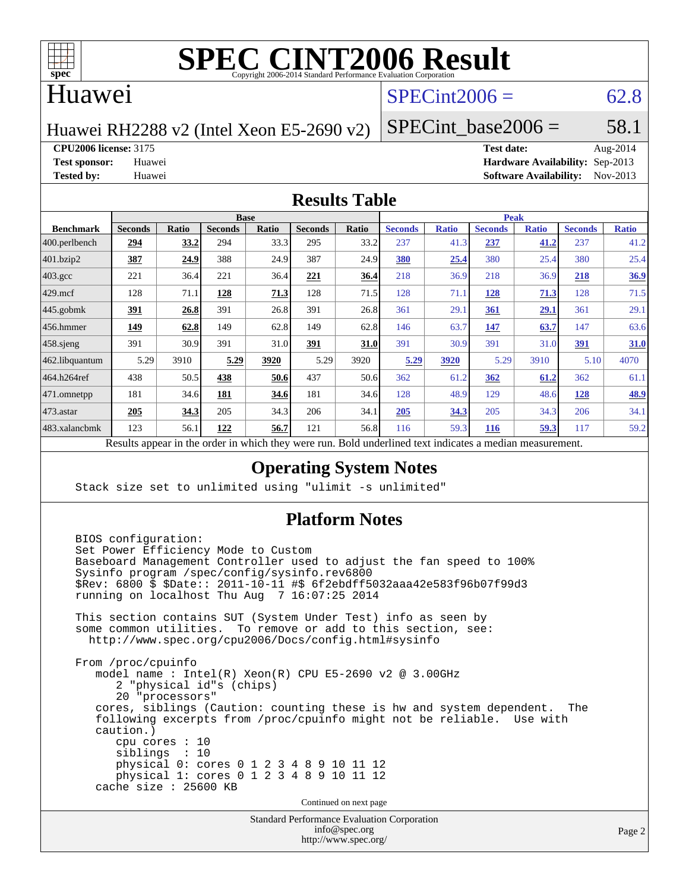# SPEC CINT2006 Result

Copyright 2006-2014 Standard Performance Evaluation Corporation

## Huawei

Huawei RH2288 v2 (Intel Xeon E5-2690 v2)

SPECint2006 = 62.8

SPECint_base2006 = 58.1

**CPU2006 license:** 3175
**Test sponsor:** Huawei
**Tested by:** Huawei

**Test date:** Aug-2014
**Hardware Availability:** Sep-2013
**Software Availability:** Nov-2013

## Results Table

| Benchmark | Base | | | | | | Peak | | | | | |
|---|---|---|---|---|---|---|---|---|---|---|---|---|
| | Seconds | Ratio | Seconds | Ratio | Seconds | Ratio | Seconds | Ratio | Seconds | Ratio | Seconds | Ratio |
| 400.perlbench | **294** | **33.2** | 294 | 33.3 | 295 | 33.2 | 237 | 41.3 | **237** | **41.2** | 237 | 41.2 |
| 401.bzip2 | **387** | **24.9** | 388 | 24.9 | 387 | 24.9 | **380** | **25.4** | 380 | 25.4 | 380 | 25.4 |
| 403.gcc | 221 | 36.4 | 221 | 36.4 | **221** | **36.4** | 218 | 36.9 | 218 | 36.9 | **218** | **36.9** |
| 429.mcf | 128 | 71.1 | **128** | **71.3** | 128 | 71.5 | 128 | 71.1 | **128** | **71.3** | 128 | 71.5 |
| 445.gobmk | **391** | **26.8** | 391 | 26.8 | 391 | 26.8 | 361 | 29.1 | **361** | **29.1** | 361 | 29.1 |
| 456.hmmer | **149** | **62.8** | 149 | 62.8 | 149 | 62.8 | 146 | 63.7 | **147** | **63.7** | 147 | 63.6 |
| 458.sjeng | 391 | 30.9 | 391 | 31.0 | **391** | **31.0** | 391 | 30.9 | 391 | 31.0 | **391** | **31.0** |
| 462.libquantum | 5.29 | 3910 | **5.29** | **3920** | 5.29 | 3920 | **5.29** | **3920** | 5.29 | 3910 | 5.10 | 4070 |
| 464.h264ref | 438 | 50.5 | **438** | **50.6** | 437 | 50.6 | 362 | 61.2 | **362** | **61.2** | 362 | 61.1 |
| 471.omnetpp | 181 | 34.6 | **181** | **34.6** | 181 | 34.6 | 128 | 48.9 | 129 | 48.6 | **128** | **48.9** |
| 473.astar | **205** | **34.3** | 205 | 34.3 | 206 | 34.1 | **205** | **34.3** | 205 | 34.3 | 206 | 34.1 |
| 483.xalancbmk | 123 | 56.1 | **122** | **56.7** | 121 | 56.8 | 116 | 59.3 | **116** | **59.3** | 117 | 59.2 |

Results appear in the order in which they were run. Bold underlined text indicates a median measurement.

## Operating System Notes

```
Stack size set to unlimited using "ulimit -s unlimited"
```

## Platform Notes

```
BIOS configuration:
Set Power Efficiency Mode to Custom
Baseboard Management Controller used to adjust the fan speed to 100%
Sysinfo program /spec/config/sysinfo.rev6800
$Rev: 6800 $ $Date:: 2011-10-11 #$ 6f2ebdff5032aaa42e583f96b07f99d3
running on localhost Thu Aug  7 16:07:25 2014

This section contains SUT (System Under Test) info as seen by
some common utilities.  To remove or add to this section, see:
  http://www.spec.org/cpu2006/Docs/config.html#sysinfo

From /proc/cpuinfo
   model name : Intel(R) Xeon(R) CPU E5-2690 v2 @ 3.00GHz
      2 "physical id"s (chips)
      20 "processors"
   cores, siblings (Caution: counting these is hw and system dependent.  The
   following excerpts from /proc/cpuinfo might not be reliable.  Use with
   caution.)
      cpu cores : 10
      siblings  : 10
      physical 0: cores 0 1 2 3 4 8 9 10 11 12
      physical 1: cores 0 1 2 3 4 8 9 10 11 12
   cache size : 25600 KB
```

Continued on next page

Standard Performance Evaluation Corporation
info@spec.org
http://www.spec.org/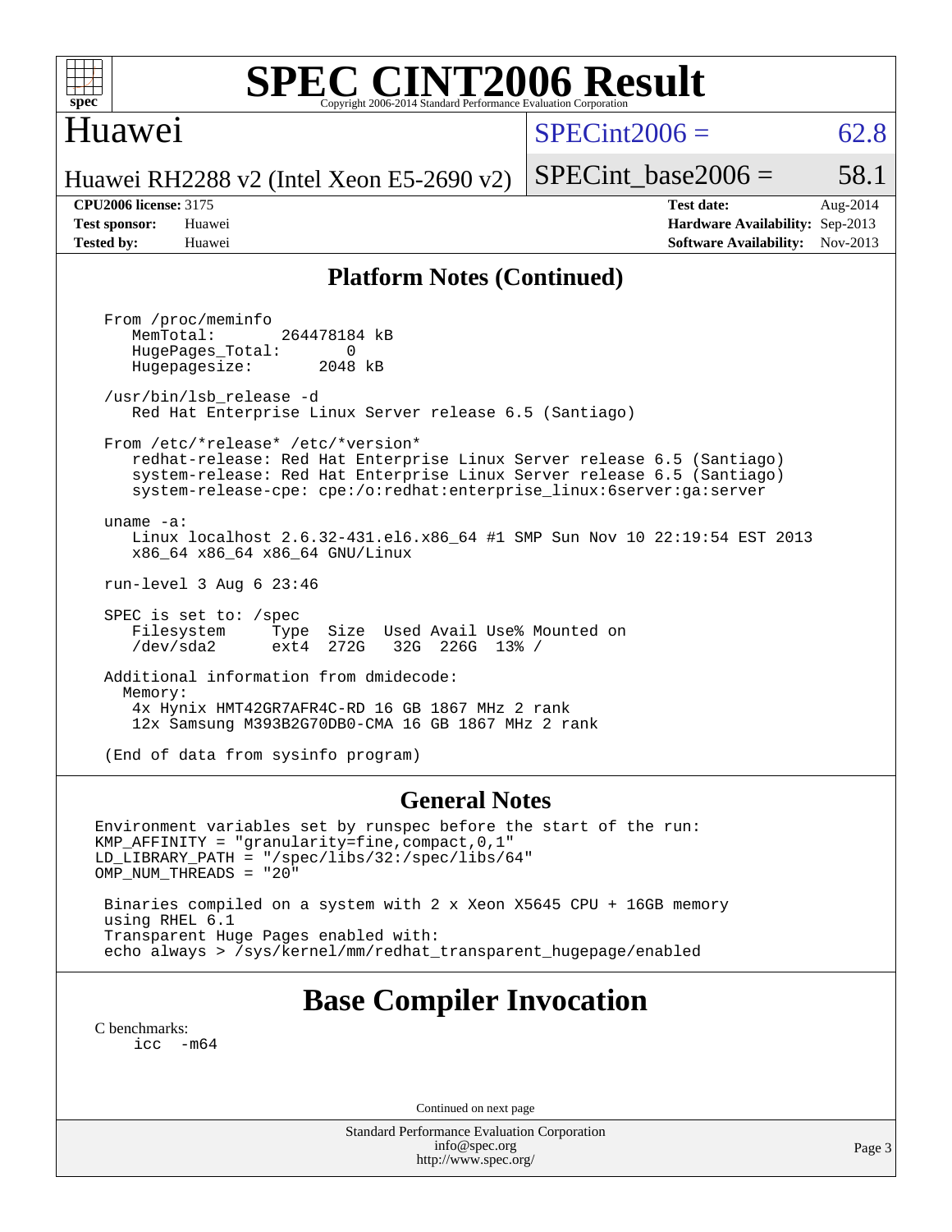## Platform Notes (Continued)

```
From /proc/meminfo
   MemTotal:       264478184 kB
   HugePages_Total:       0
   Hugepagesize:       2048 kB

/usr/bin/lsb_release -d
   Red Hat Enterprise Linux Server release 6.5 (Santiago)

From /etc/*release* /etc/*version*
   redhat-release: Red Hat Enterprise Linux Server release 6.5 (Santiago)
   system-release: Red Hat Enterprise Linux Server release 6.5 (Santiago)
   system-release-cpe: cpe:/o:redhat:enterprise_linux:6server:ga:server

uname -a:
   Linux localhost 2.6.32-431.el6.x86_64 #1 SMP Sun Nov 10 22:19:54 EST 2013
   x86_64 x86_64 x86_64 GNU/Linux

run-level 3 Aug 6 23:46

SPEC is set to: /spec
   Filesystem     Type  Size  Used Avail Use% Mounted on
   /dev/sda2      ext4  272G   32G  226G  13% /

Additional information from dmidecode:
  Memory:
   4x Hynix HMT42GR7AFR4C-RD 16 GB 1867 MHz 2 rank
   12x Samsung M393B2G70DB0-CMA 16 GB 1867 MHz 2 rank

(End of data from sysinfo program)
```

## General Notes

```
Environment variables set by runspec before the start of the run:
KMP_AFFINITY = "granularity=fine,compact,0,1"
LD_LIBRARY_PATH = "/spec/libs/32:/spec/libs/64"
OMP_NUM_THREADS = "20"

 Binaries compiled on a system with 2 x Xeon X5645 CPU + 16GB memory
 using RHEL 6.1
 Transparent Huge Pages enabled with:
 echo always > /sys/kernel/mm/redhat_transparent_hugepage/enabled
```

## Base Compiler Invocation

C benchmarks:
```
icc   -m64
```

Continued on next page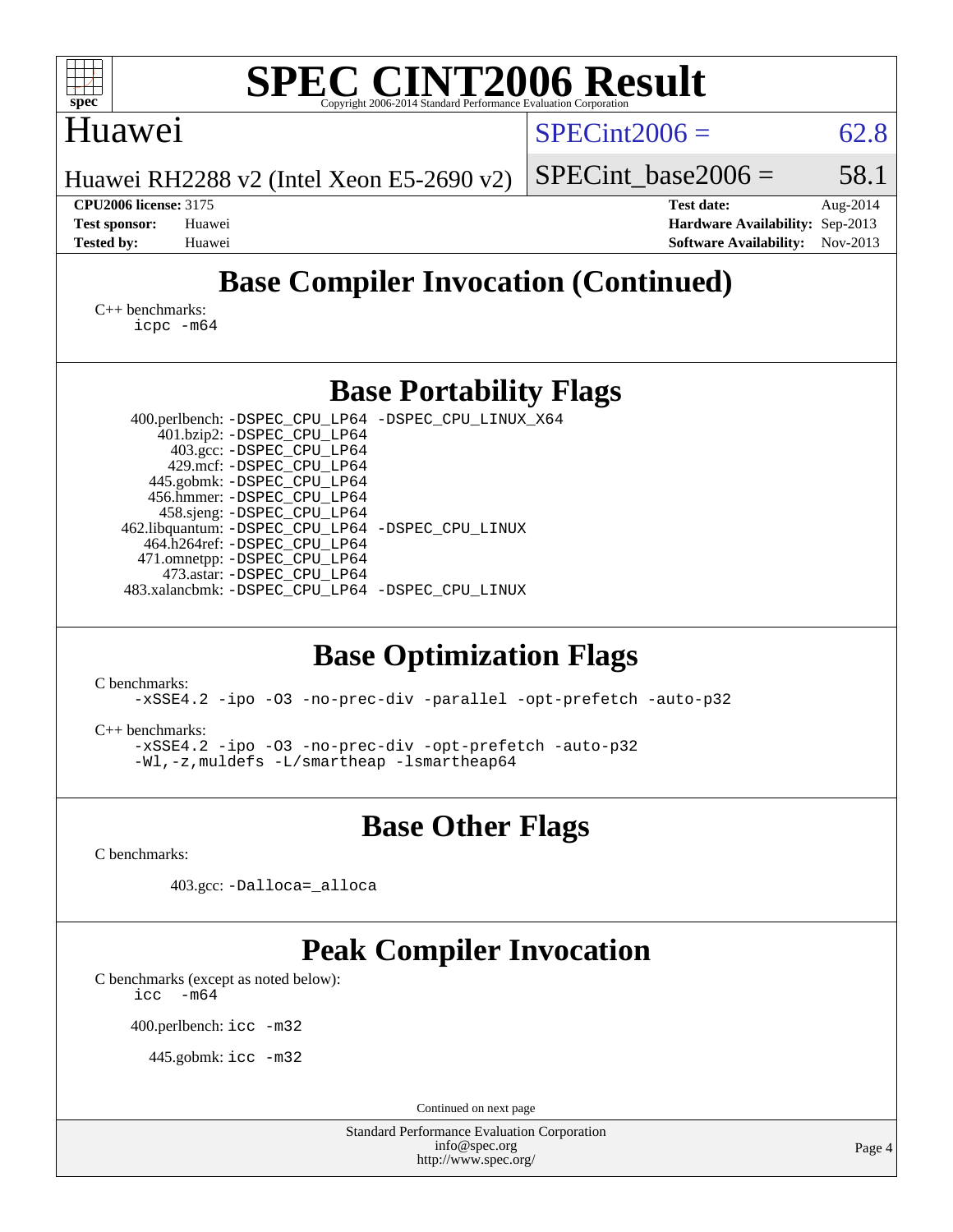# SPEC CINT2006 Result

Copyright 2006-2014 Standard Performance Evaluation Corporation

## Huawei

Huawei RH2288 v2 (Intel Xeon E5-2690 v2)

SPECint2006 = 62.8

SPECint_base2006 = 58.1

**CPU2006 license:** 3175
**Test sponsor:** Huawei
**Tested by:** Huawei

**Test date:** Aug-2014
**Hardware Availability:** Sep-2013
**Software Availability:** Nov-2013

## Base Compiler Invocation (Continued)

C++ benchmarks:
```
icpc -m64
```

## Base Portability Flags

400.perlbench: `-DSPEC_CPU_LP64 -DSPEC_CPU_LINUX_X64`
401.bzip2: `-DSPEC_CPU_LP64`
403.gcc: `-DSPEC_CPU_LP64`
429.mcf: `-DSPEC_CPU_LP64`
445.gobmk: `-DSPEC_CPU_LP64`
456.hmmer: `-DSPEC_CPU_LP64`
458.sjeng: `-DSPEC_CPU_LP64`
462.libquantum: `-DSPEC_CPU_LP64 -DSPEC_CPU_LINUX`
464.h264ref: `-DSPEC_CPU_LP64`
471.omnetpp: `-DSPEC_CPU_LP64`
473.astar: `-DSPEC_CPU_LP64`
483.xalancbmk: `-DSPEC_CPU_LP64 -DSPEC_CPU_LINUX`

## Base Optimization Flags

C benchmarks:
```
-xSSE4.2 -ipo -O3 -no-prec-div -parallel -opt-prefetch -auto-p32
```

C++ benchmarks:
```
-xSSE4.2 -ipo -O3 -no-prec-div -opt-prefetch -auto-p32
-Wl,-z,muldefs -L/smartheap -lsmartheap64
```

## Base Other Flags

C benchmarks:

403.gcc: `-Dalloca=_alloca`

## Peak Compiler Invocation

C benchmarks (except as noted below):
```
icc  -m64
```

400.perlbench: `icc -m32`

445.gobmk: `icc -m32`

Continued on next page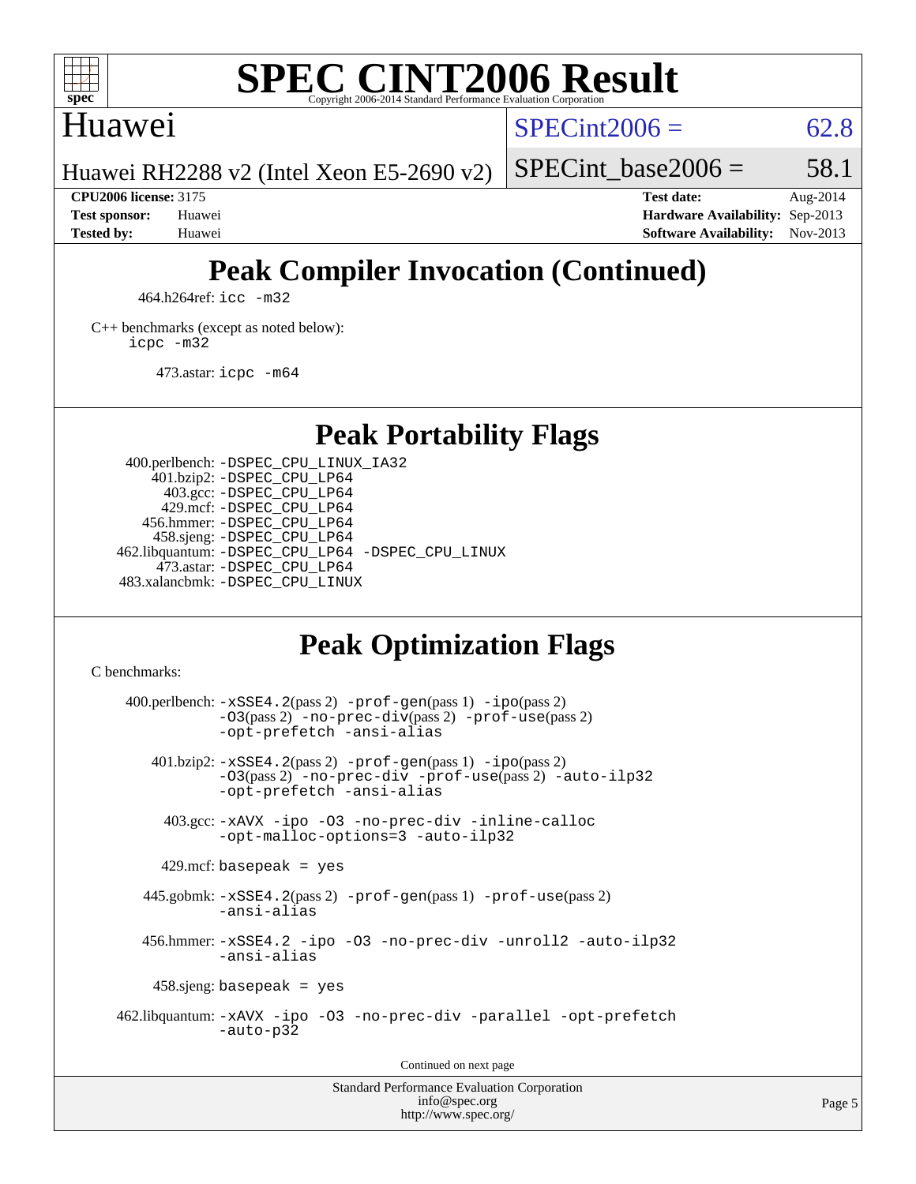# Peak Compiler Invocation (Continued)

464.h264ref: `icc -m32`

C++ benchmarks (except as noted below):
`icpc -m32`

473.astar: `icpc -m64`

# Peak Portability Flags

400.perlbench: `-DSPEC_CPU_LINUX_IA32`
401.bzip2: `-DSPEC_CPU_LP64`
403.gcc: `-DSPEC_CPU_LP64`
429.mcf: `-DSPEC_CPU_LP64`
456.hmmer: `-DSPEC_CPU_LP64`
458.sjeng: `-DSPEC_CPU_LP64`
462.libquantum: `-DSPEC_CPU_LP64 -DSPEC_CPU_LINUX`
473.astar: `-DSPEC_CPU_LP64`
483.xalancbmk: `-DSPEC_CPU_LINUX`

# Peak Optimization Flags

C benchmarks:

400.perlbench: `-xSSE4.2`(pass 2) `-prof-gen`(pass 1) `-ipo`(pass 2) `-O3`(pass 2) `-no-prec-div`(pass 2) `-prof-use`(pass 2) `-opt-prefetch -ansi-alias`

401.bzip2: `-xSSE4.2`(pass 2) `-prof-gen`(pass 1) `-ipo`(pass 2) `-O3`(pass 2) `-no-prec-div -prof-use`(pass 2) `-auto-ilp32 -opt-prefetch -ansi-alias`

403.gcc: `-xAVX -ipo -O3 -no-prec-div -inline-calloc -opt-malloc-options=3 -auto-ilp32`

429.mcf: `basepeak = yes`

445.gobmk: `-xSSE4.2`(pass 2) `-prof-gen`(pass 1) `-prof-use`(pass 2) `-ansi-alias`

456.hmmer: `-xSSE4.2 -ipo -O3 -no-prec-div -unroll2 -auto-ilp32 -ansi-alias`

458.sjeng: `basepeak = yes`

462.libquantum: `-xAVX -ipo -O3 -no-prec-div -parallel -opt-prefetch -auto-p32`

Continued on next page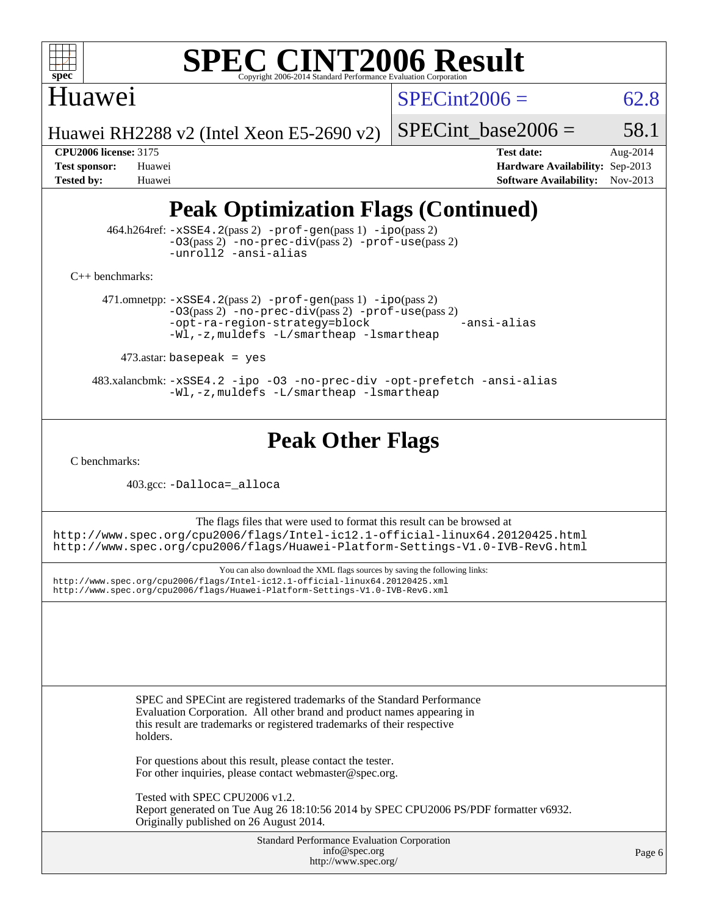# SPEC CINT2006 Result

Copyright 2006-2014 Standard Performance Evaluation Corporation

Huawei

Huawei RH2288 v2 (Intel Xeon E5-2690 v2)

SPECint2006 = 62.8

SPECint_base2006 = 58.1

**CPU2006 license:** 3175
**Test sponsor:** Huawei
**Tested by:** Huawei

**Test date:** Aug-2014
**Hardware Availability:** Sep-2013
**Software Availability:** Nov-2013

## Peak Optimization Flags (Continued)

464.h264ref: `-xSSE4.2`(pass 2) `-prof-gen`(pass 1) `-ipo`(pass 2) `-O3`(pass 2) `-no-prec-div`(pass 2) `-prof-use`(pass 2) `-unroll2` `-ansi-alias`

C++ benchmarks:

471.omnetpp: `-xSSE4.2`(pass 2) `-prof-gen`(pass 1) `-ipo`(pass 2) `-O3`(pass 2) `-no-prec-div`(pass 2) `-prof-use`(pass 2) `-opt-ra-region-strategy=block` `-ansi-alias` `-Wl,-z,muldefs` `-L/smartheap` `-lsmartheap`

473.astar: `basepeak = yes`

483.xalancbmk: `-xSSE4.2` `-ipo` `-O3` `-no-prec-div` `-opt-prefetch` `-ansi-alias` `-Wl,-z,muldefs` `-L/smartheap` `-lsmartheap`

## Peak Other Flags

C benchmarks:

403.gcc: `-Dalloca=_alloca`

The flags files that were used to format this result can be browsed at
http://www.spec.org/cpu2006/flags/Intel-ic12.1-official-linux64.20120425.html
http://www.spec.org/cpu2006/flags/Huawei-Platform-Settings-V1.0-IVB-RevG.html

You can also download the XML flags sources by saving the following links:
http://www.spec.org/cpu2006/flags/Intel-ic12.1-official-linux64.20120425.xml
http://www.spec.org/cpu2006/flags/Huawei-Platform-Settings-V1.0-IVB-RevG.xml

SPEC and SPECint are registered trademarks of the Standard Performance Evaluation Corporation. All other brand and product names appearing in this result are trademarks or registered trademarks of their respective holders.

For questions about this result, please contact the tester.
For other inquiries, please contact webmaster@spec.org.

Tested with SPEC CPU2006 v1.2.
Report generated on Tue Aug 26 18:10:56 2014 by SPEC CPU2006 PS/PDF formatter v6932.
Originally published on 26 August 2014.

Standard Performance Evaluation Corporation
info@spec.org
http://www.spec.org/